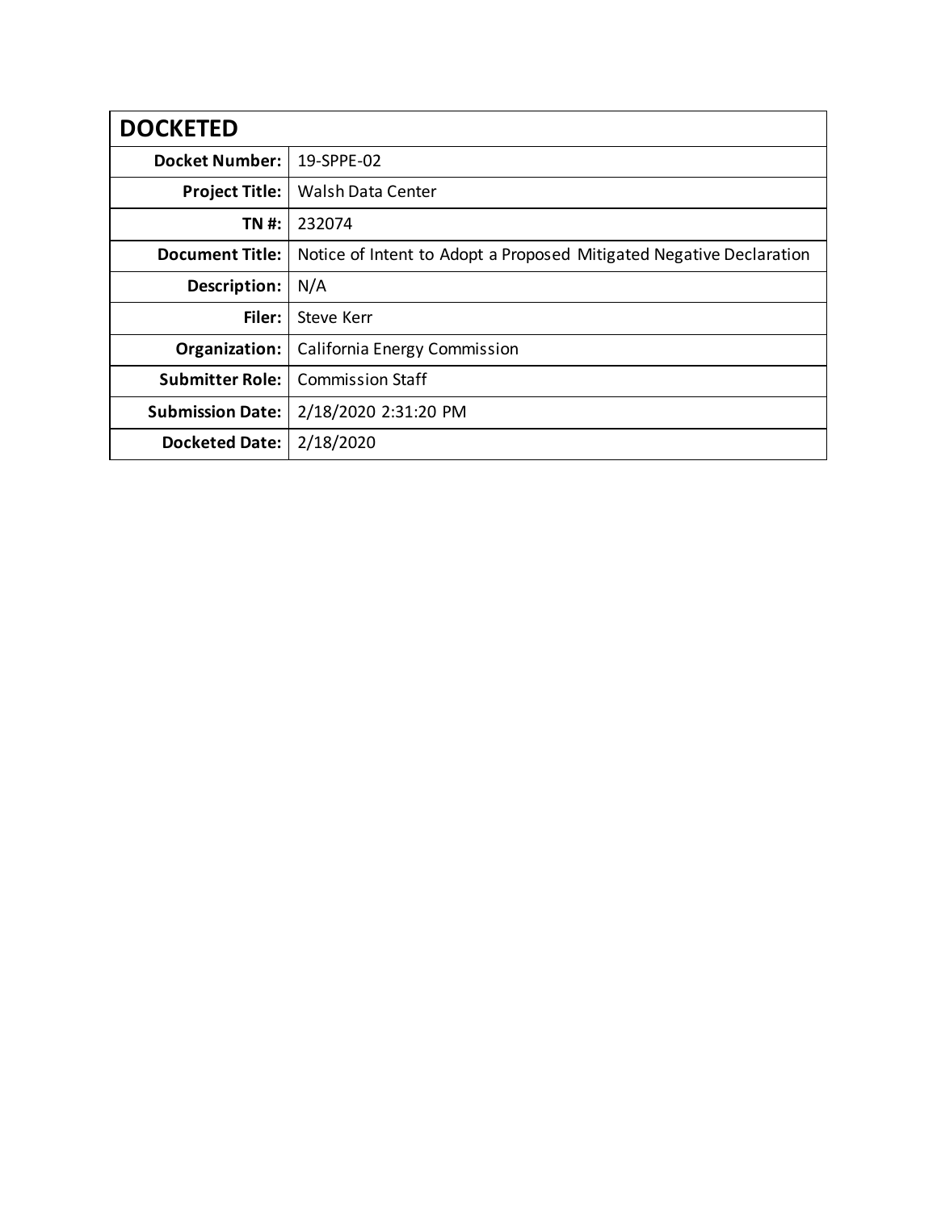| DOCKETED | |
|---|---|
| **Docket Number:** | 19-SPPE-02 |
| **Project Title:** | Walsh Data Center |
| **TN #:** | 232074 |
| **Document Title:** | Notice of Intent to Adopt a Proposed Mitigated Negative Declaration |
| **Description:** | N/A |
| **Filer:** | Steve Kerr |
| **Organization:** | California Energy Commission |
| **Submitter Role:** | Commission Staff |
| **Submission Date:** | 2/18/2020 2:31:20 PM |
| **Docketed Date:** | 2/18/2020 |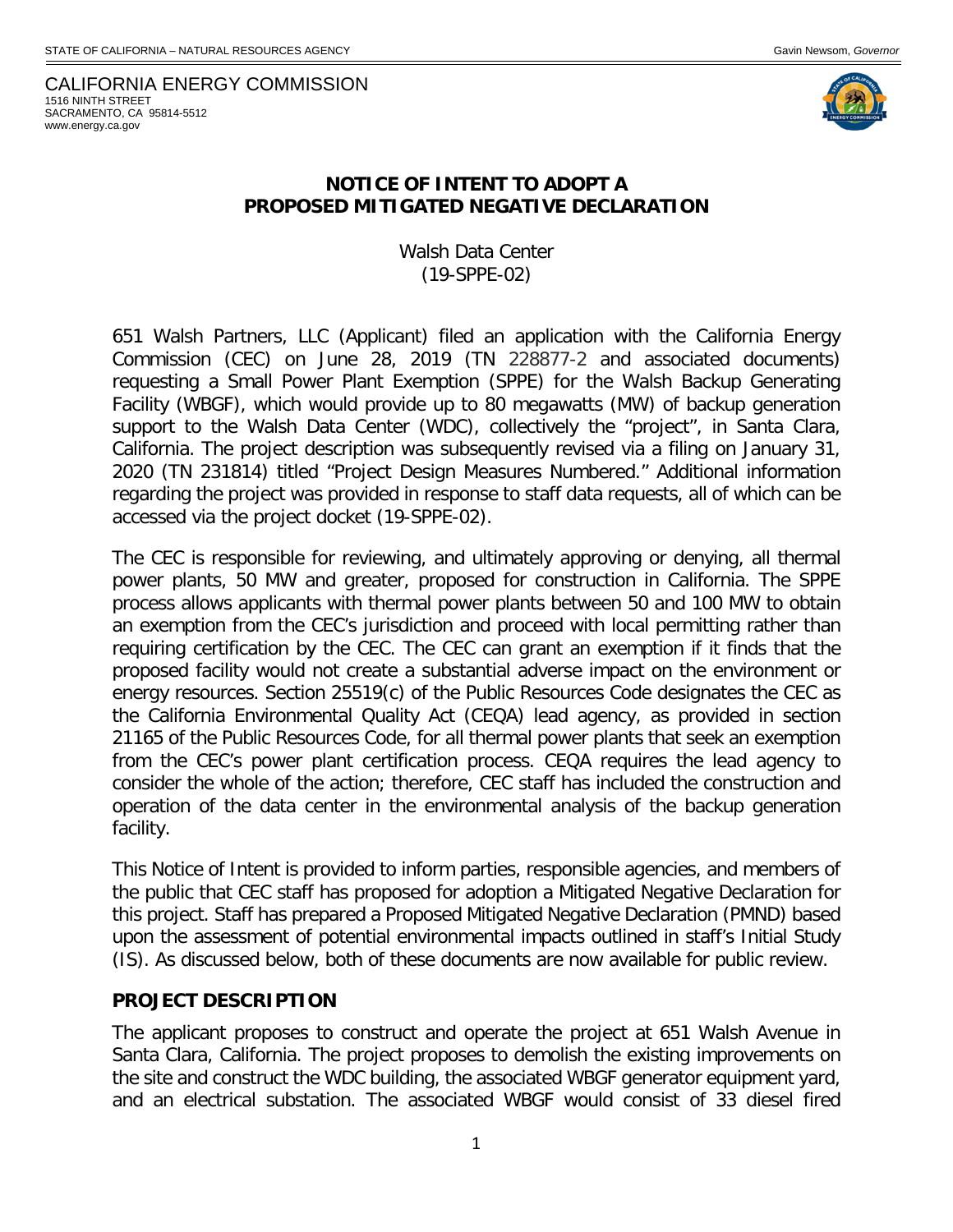STATE OF CALIFORNIA – NATURAL RESOURCES AGENCY

CALIFORNIA ENERGY COMMISSION
1516 NINTH STREET
SACRAMENTO, CA 95814-5512
www.energy.ca.gov

## NOTICE OF INTENT TO ADOPT A PROPOSED MITIGATED NEGATIVE DECLARATION

Walsh Data Center
(19-SPPE-02)

651 Walsh Partners, LLC (Applicant) filed an application with the California Energy Commission (CEC) on June 28, 2019 (TN 228877-2 and associated documents) requesting a Small Power Plant Exemption (SPPE) for the Walsh Backup Generating Facility (WBGF), which would provide up to 80 megawatts (MW) of backup generation support to the Walsh Data Center (WDC), collectively the "project", in Santa Clara, California. The project description was subsequently revised via a filing on January 31, 2020 (TN 231814) titled "Project Design Measures Numbered." Additional information regarding the project was provided in response to staff data requests, all of which can be accessed via the project docket (19-SPPE-02).

The CEC is responsible for reviewing, and ultimately approving or denying, all thermal power plants, 50 MW and greater, proposed for construction in California. The SPPE process allows applicants with thermal power plants between 50 and 100 MW to obtain an exemption from the CEC's jurisdiction and proceed with local permitting rather than requiring certification by the CEC. The CEC can grant an exemption if it finds that the proposed facility would not create a substantial adverse impact on the environment or energy resources. Section 25519(c) of the Public Resources Code designates the CEC as the California Environmental Quality Act (CEQA) lead agency, as provided in section 21165 of the Public Resources Code, for all thermal power plants that seek an exemption from the CEC's power plant certification process. CEQA requires the lead agency to consider the whole of the action; therefore, CEC staff has included the construction and operation of the data center in the environmental analysis of the backup generation facility.

This Notice of Intent is provided to inform parties, responsible agencies, and members of the public that CEC staff has proposed for adoption a Mitigated Negative Declaration for this project. Staff has prepared a Proposed Mitigated Negative Declaration (PMND) based upon the assessment of potential environmental impacts outlined in staff's Initial Study (IS). As discussed below, both of these documents are now available for public review.

### PROJECT DESCRIPTION

The applicant proposes to construct and operate the project at 651 Walsh Avenue in Santa Clara, California. The project proposes to demolish the existing improvements on the site and construct the WDC building, the associated WBGF generator equipment yard, and an electrical substation. The associated WBGF would consist of 33 diesel fired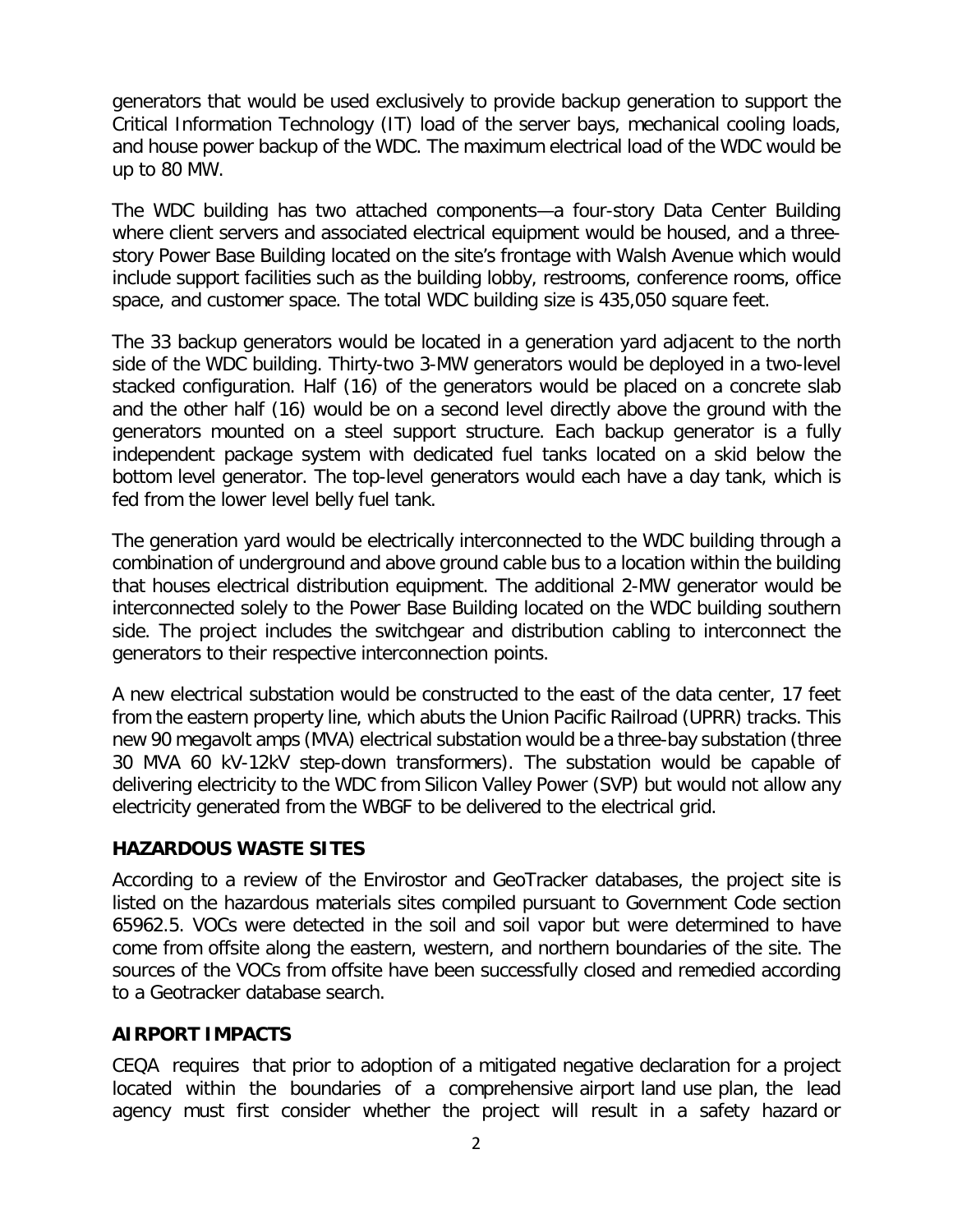generators that would be used exclusively to provide backup generation to support the Critical Information Technology (IT) load of the server bays, mechanical cooling loads, and house power backup of the WDC. The maximum electrical load of the WDC would be up to 80 MW.

The WDC building has two attached components—a four-story Data Center Building where client servers and associated electrical equipment would be housed, and a three-story Power Base Building located on the site's frontage with Walsh Avenue which would include support facilities such as the building lobby, restrooms, conference rooms, office space, and customer space. The total WDC building size is 435,050 square feet.

The 33 backup generators would be located in a generation yard adjacent to the north side of the WDC building. Thirty-two 3-MW generators would be deployed in a two-level stacked configuration. Half (16) of the generators would be placed on a concrete slab and the other half (16) would be on a second level directly above the ground with the generators mounted on a steel support structure. Each backup generator is a fully independent package system with dedicated fuel tanks located on a skid below the bottom level generator. The top-level generators would each have a day tank, which is fed from the lower level belly fuel tank.

The generation yard would be electrically interconnected to the WDC building through a combination of underground and above ground cable bus to a location within the building that houses electrical distribution equipment. The additional 2-MW generator would be interconnected solely to the Power Base Building located on the WDC building southern side. The project includes the switchgear and distribution cabling to interconnect the generators to their respective interconnection points.

A new electrical substation would be constructed to the east of the data center, 17 feet from the eastern property line, which abuts the Union Pacific Railroad (UPRR) tracks. This new 90 megavolt amps (MVA) electrical substation would be a three-bay substation (three 30 MVA 60 kV-12kV step-down transformers). The substation would be capable of delivering electricity to the WDC from Silicon Valley Power (SVP) but would not allow any electricity generated from the WBGF to be delivered to the electrical grid.

## HAZARDOUS WASTE SITES

According to a review of the Envirostor and GeoTracker databases, the project site is listed on the hazardous materials sites compiled pursuant to Government Code section 65962.5. VOCs were detected in the soil and soil vapor but were determined to have come from offsite along the eastern, western, and northern boundaries of the site. The sources of the VOCs from offsite have been successfully closed and remedied according to a Geotracker database search.

## AIRPORT IMPACTS

CEQA requires that prior to adoption of a mitigated negative declaration for a project located within the boundaries of a comprehensive airport land use plan, the lead agency must first consider whether the project will result in a safety hazard or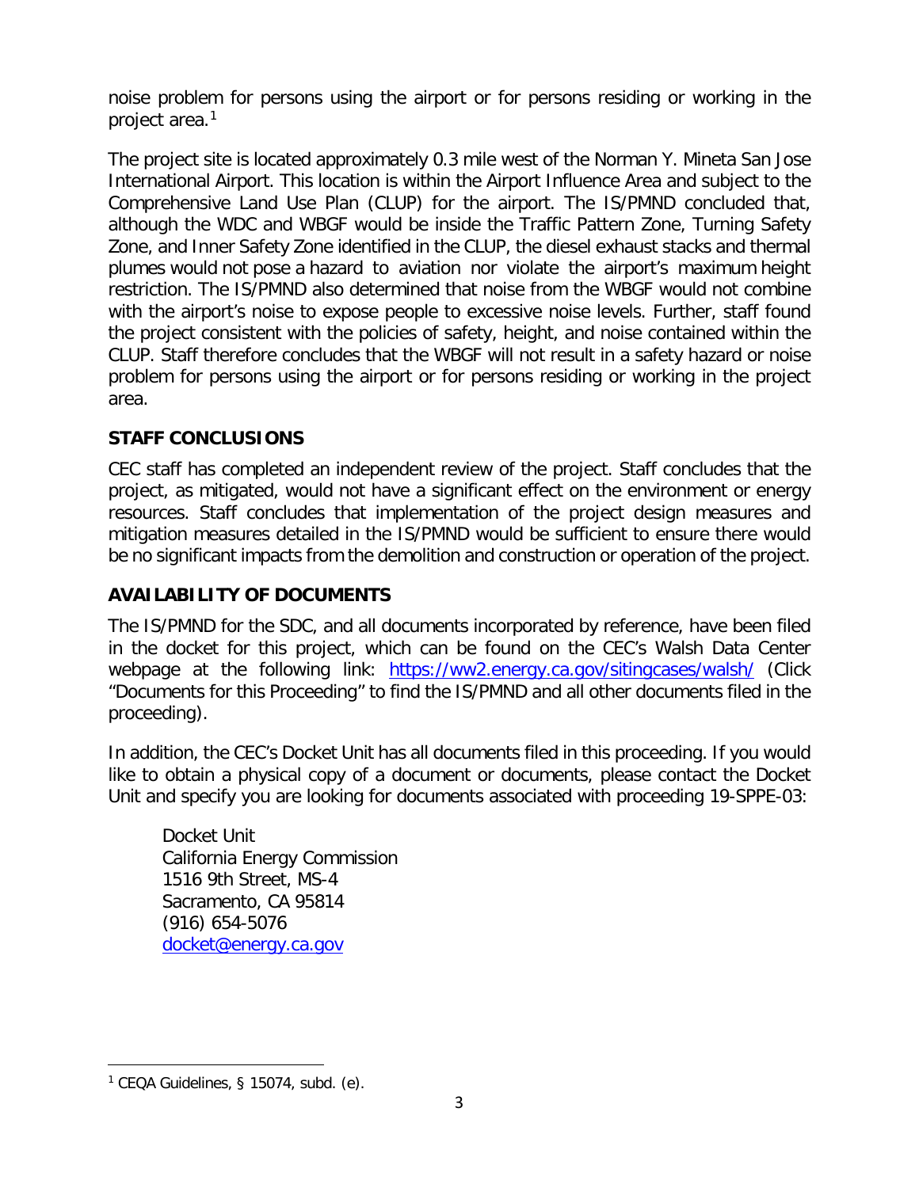noise problem for persons using the airport or for persons residing or working in the project area.[1]

The project site is located approximately 0.3 mile west of the Norman Y. Mineta San Jose International Airport. This location is within the Airport Influence Area and subject to the Comprehensive Land Use Plan (CLUP) for the airport. The IS/PMND concluded that, although the WDC and WBGF would be inside the Traffic Pattern Zone, Turning Safety Zone, and Inner Safety Zone identified in the CLUP, the diesel exhaust stacks and thermal plumes would not pose a hazard to aviation nor violate the airport's maximum height restriction. The IS/PMND also determined that noise from the WBGF would not combine with the airport's noise to expose people to excessive noise levels. Further, staff found the project consistent with the policies of safety, height, and noise contained within the CLUP. Staff therefore concludes that the WBGF will not result in a safety hazard or noise problem for persons using the airport or for persons residing or working in the project area.

## STAFF CONCLUSIONS

CEC staff has completed an independent review of the project. Staff concludes that the project, as mitigated, would not have a significant effect on the environment or energy resources. Staff concludes that implementation of the project design measures and mitigation measures detailed in the IS/PMND would be sufficient to ensure there would be no significant impacts from the demolition and construction or operation of the project.

## AVAILABILITY OF DOCUMENTS

The IS/PMND for the SDC, and all documents incorporated by reference, have been filed in the docket for this project, which can be found on the CEC's Walsh Data Center webpage at the following link: https://ww2.energy.ca.gov/sitingcases/walsh/ (Click "Documents for this Proceeding" to find the IS/PMND and all other documents filed in the proceeding).

In addition, the CEC's Docket Unit has all documents filed in this proceeding. If you would like to obtain a physical copy of a document or documents, please contact the Docket Unit and specify you are looking for documents associated with proceeding 19-SPPE-03:

Docket Unit  
California Energy Commission  
1516 9th Street, MS-4  
Sacramento, CA 95814  
(916) 654-5076  
docket@energy.ca.gov

---

[1] CEQA Guidelines, § 15074, subd. (e).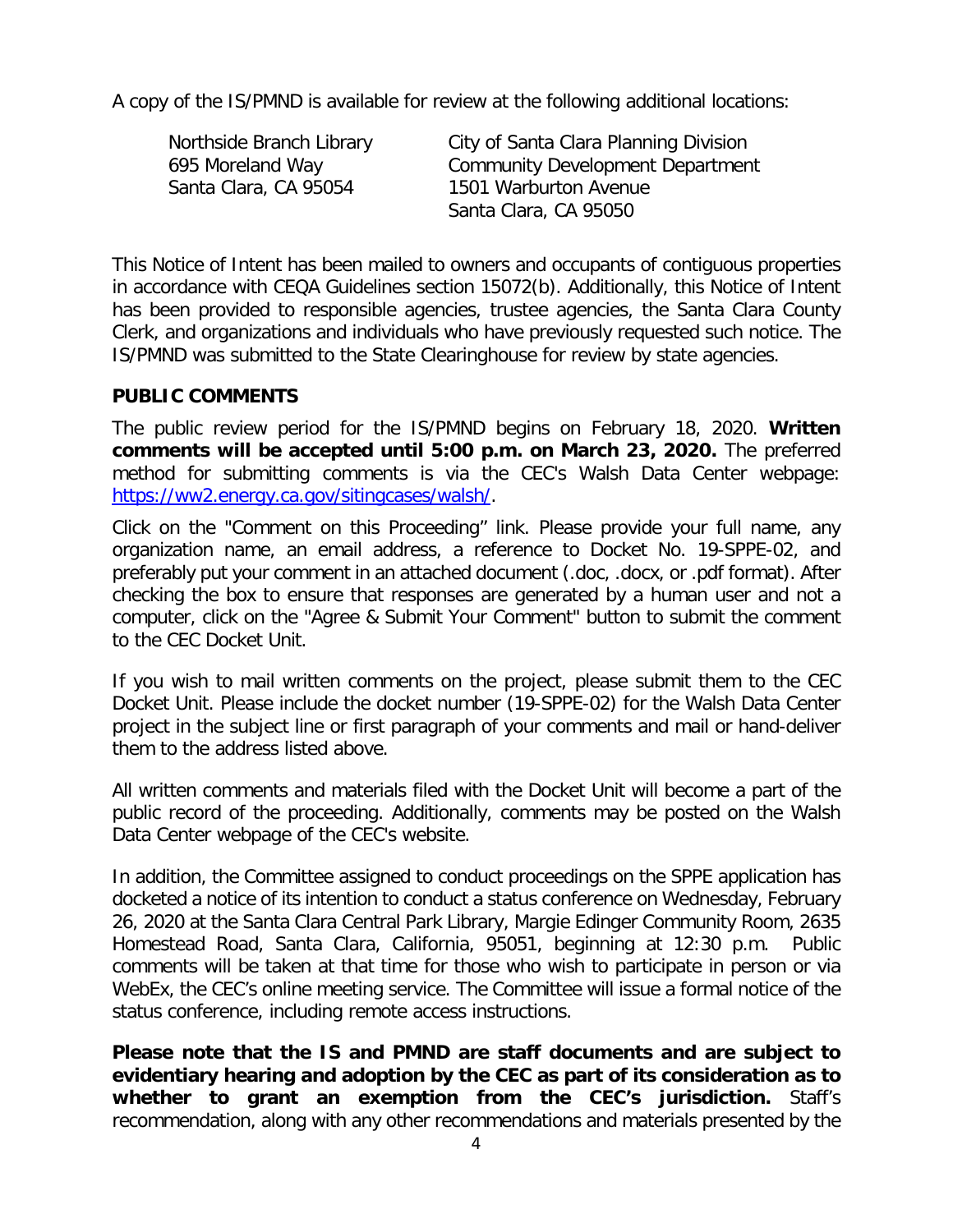A copy of the IS/PMND is available for review at the following additional locations:

Northside Branch Library
695 Moreland Way
Santa Clara, CA 95054

City of Santa Clara Planning Division
Community Development Department
1501 Warburton Avenue
Santa Clara, CA 95050

This Notice of Intent has been mailed to owners and occupants of contiguous properties in accordance with CEQA Guidelines section 15072(b). Additionally, this Notice of Intent has been provided to responsible agencies, trustee agencies, the Santa Clara County Clerk, and organizations and individuals who have previously requested such notice. The IS/PMND was submitted to the State Clearinghouse for review by state agencies.

**PUBLIC COMMENTS**

The public review period for the IS/PMND begins on February 18, 2020. **Written comments will be accepted until 5:00 p.m. on March 23, 2020.** The preferred method for submitting comments is via the CEC's Walsh Data Center webpage: [https://ww2.energy.ca.gov/sitingcases/walsh/](https://ww2.energy.ca.gov/sitingcases/walsh/).

Click on the "Comment on this Proceeding" link. Please provide your full name, any organization name, an email address, a reference to Docket No. 19-SPPE-02, and preferably put your comment in an attached document (.doc, .docx, or .pdf format). After checking the box to ensure that responses are generated by a human user and not a computer, click on the "Agree & Submit Your Comment" button to submit the comment to the CEC Docket Unit.

If you wish to mail written comments on the project, please submit them to the CEC Docket Unit. Please include the docket number (19-SPPE-02) for the Walsh Data Center project in the subject line or first paragraph of your comments and mail or hand-deliver them to the address listed above.

All written comments and materials filed with the Docket Unit will become a part of the public record of the proceeding. Additionally, comments may be posted on the Walsh Data Center webpage of the CEC's website.

In addition, the Committee assigned to conduct proceedings on the SPPE application has docketed a notice of its intention to conduct a status conference on Wednesday, February 26, 2020 at the Santa Clara Central Park Library, Margie Edinger Community Room, 2635 Homestead Road, Santa Clara, California, 95051, beginning at 12:30 p.m. Public comments will be taken at that time for those who wish to participate in person or via WebEx, the CEC's online meeting service. The Committee will issue a formal notice of the status conference, including remote access instructions.

**Please note that the IS and PMND are staff documents and are subject to evidentiary hearing and adoption by the CEC as part of its consideration as to whether to grant an exemption from the CEC's jurisdiction.** Staff's recommendation, along with any other recommendations and materials presented by the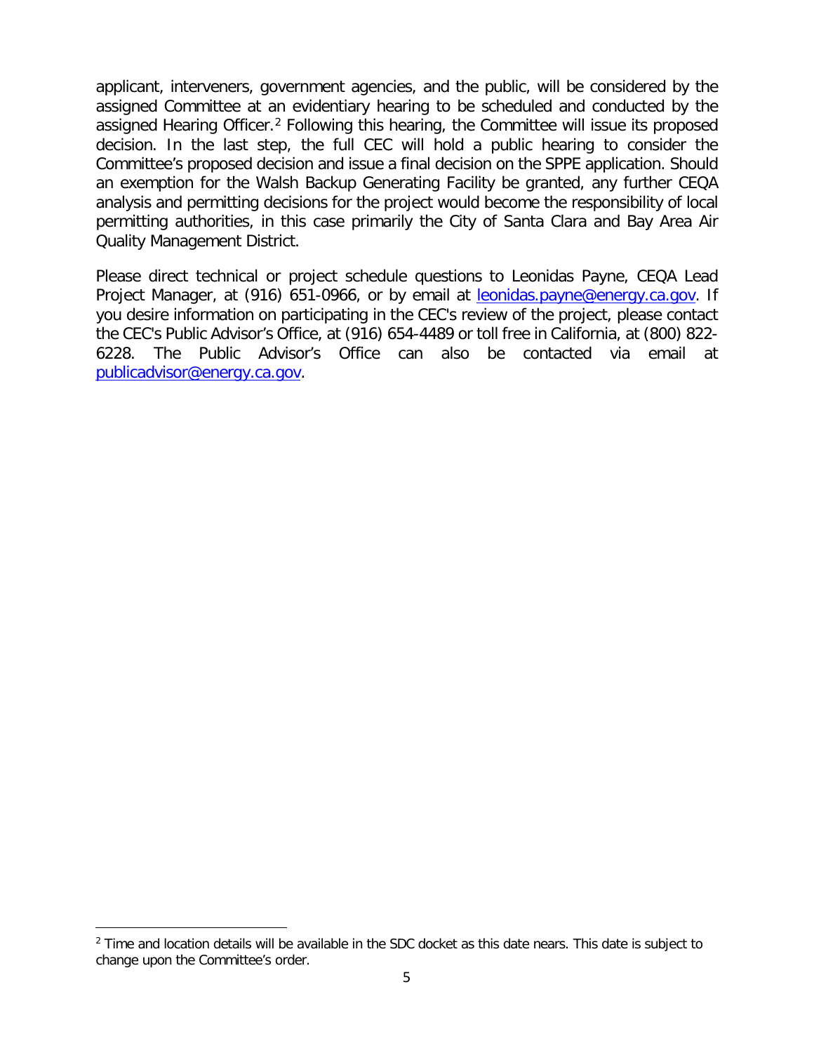applicant, interveners, government agencies, and the public, will be considered by the assigned Committee at an evidentiary hearing to be scheduled and conducted by the assigned Hearing Officer.[2] Following this hearing, the Committee will issue its proposed decision. In the last step, the full CEC will hold a public hearing to consider the Committee's proposed decision and issue a final decision on the SPPE application. Should an exemption for the Walsh Backup Generating Facility be granted, any further CEQA analysis and permitting decisions for the project would become the responsibility of local permitting authorities, in this case primarily the City of Santa Clara and Bay Area Air Quality Management District.

Please direct technical or project schedule questions to Leonidas Payne, CEQA Lead Project Manager, at (916) 651-0966, or by email at leonidas.payne@energy.ca.gov. If you desire information on participating in the CEC's review of the project, please contact the CEC's Public Advisor's Office, at (916) 654-4489 or toll free in California, at (800) 822-6228. The Public Advisor's Office can also be contacted via email at publicadvisor@energy.ca.gov.

[2] Time and location details will be available in the SDC docket as this date nears. This date is subject to change upon the Committee's order.